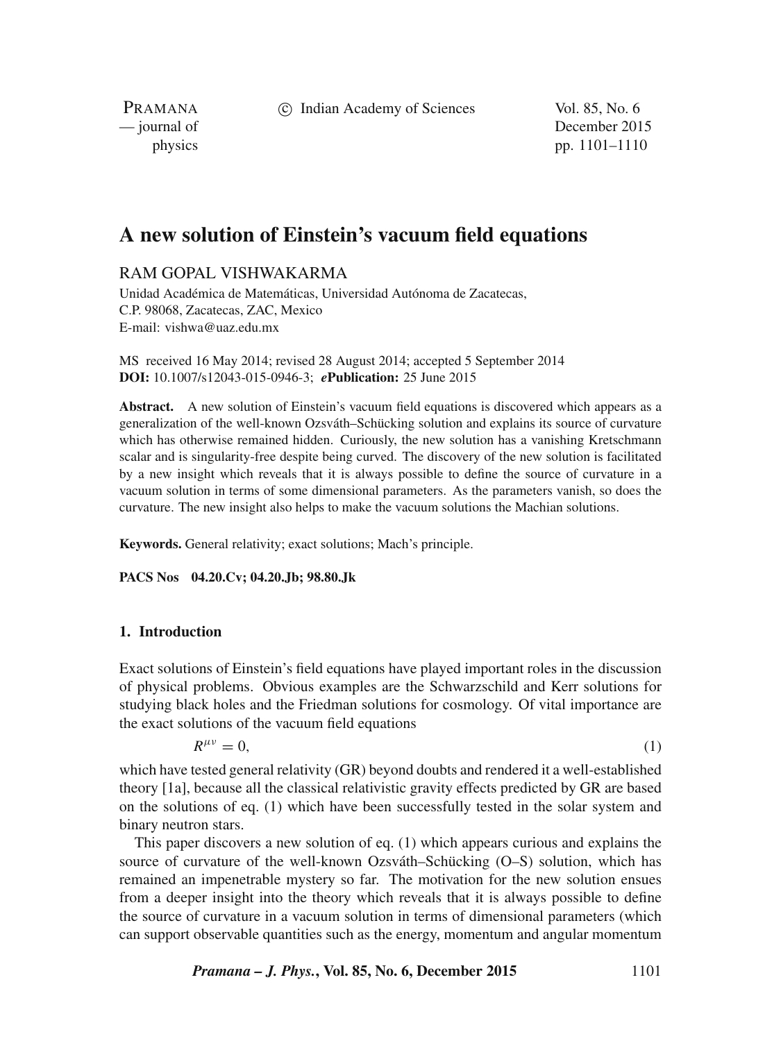# A new solution of Einstein's vacuum field equations

RAM GOPAL VISHWAKARMA

Unidad Académica de Matemáticas, Universidad Autónoma de Zacatecas,
C.P. 98068, Zacatecas, ZAC, Mexico
E-mail: vishwa@uaz.edu.mx

MS received 16 May 2014; revised 28 August 2014; accepted 5 September 2014
**DOI:** 10.1007/s12043-015-0946-3; ***e*Publication:** 25 June 2015

**Abstract.** A new solution of Einstein's vacuum field equations is discovered which appears as a generalization of the well-known Ozsváth–Schücking solution and explains its source of curvature which has otherwise remained hidden. Curiously, the new solution has a vanishing Kretschmann scalar and is singularity-free despite being curved. The discovery of the new solution is facilitated by a new insight which reveals that it is always possible to define the source of curvature in a vacuum solution in terms of some dimensional parameters. As the parameters vanish, so does the curvature. The new insight also helps to make the vacuum solutions the Machian solutions.

**Keywords.** General relativity; exact solutions; Mach's principle.

**PACS Nos** **04.20.Cv; 04.20.Jb; 98.80.Jk**

## 1. Introduction

Exact solutions of Einstein's field equations have played important roles in the discussion of physical problems. Obvious examples are the Schwarzschild and Kerr solutions for studying black holes and the Friedman solutions for cosmology. Of vital importance are the exact solutions of the vacuum field equations

$$R^{\mu\nu} = 0, \tag{1}$$

which have tested general relativity (GR) beyond doubts and rendered it a well-established theory [1a], because all the classical relativistic gravity effects predicted by GR are based on the solutions of eq. (1) which have been successfully tested in the solar system and binary neutron stars.

This paper discovers a new solution of eq. (1) which appears curious and explains the source of curvature of the well-known Ozsváth–Schücking (O–S) solution, which has remained an impenetrable mystery so far. The motivation for the new solution ensues from a deeper insight into the theory which reveals that it is always possible to define the source of curvature in a vacuum solution in terms of dimensional parameters (which can support observable quantities such as the energy, momentum and angular momentum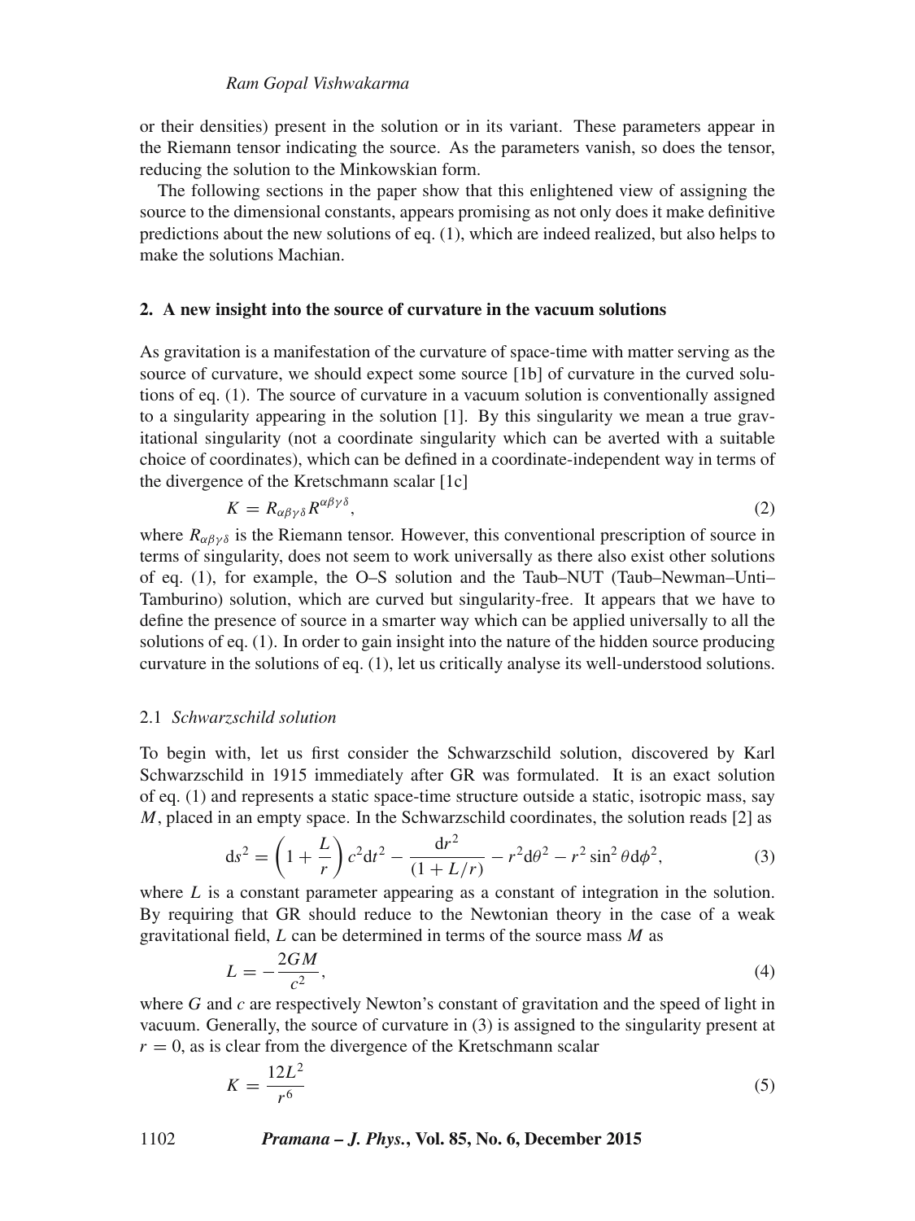or their densities) present in the solution or in its variant. These parameters appear in the Riemann tensor indicating the source. As the parameters vanish, so does the tensor, reducing the solution to the Minkowskian form.

The following sections in the paper show that this enlightened view of assigning the source to the dimensional constants, appears promising as not only does it make definitive predictions about the new solutions of eq. (1), which are indeed realized, but also helps to make the solutions Machian.

## 2. A new insight into the source of curvature in the vacuum solutions

As gravitation is a manifestation of the curvature of space-time with matter serving as the source of curvature, we should expect some source [1b] of curvature in the curved solutions of eq. (1). The source of curvature in a vacuum solution is conventionally assigned to a singularity appearing in the solution [1]. By this singularity we mean a true gravitational singularity (not a coordinate singularity which can be averted with a suitable choice of coordinates), which can be defined in a coordinate-independent way in terms of the divergence of the Kretschmann scalar [1c]

$$K = R_{\alpha\beta\gamma\delta}R^{\alpha\beta\gamma\delta}, \tag{2}$$

where $R_{\alpha\beta\gamma\delta}$ is the Riemann tensor. However, this conventional prescription of source in terms of singularity, does not seem to work universally as there also exist other solutions of eq. (1), for example, the O–S solution and the Taub–NUT (Taub–Newman–Unti–Tamburino) solution, which are curved but singularity-free. It appears that we have to define the presence of source in a smarter way which can be applied universally to all the solutions of eq. (1). In order to gain insight into the nature of the hidden source producing curvature in the solutions of eq. (1), let us critically analyse its well-understood solutions.

### 2.1 *Schwarzschild solution*

To begin with, let us first consider the Schwarzschild solution, discovered by Karl Schwarzschild in 1915 immediately after GR was formulated. It is an exact solution of eq. (1) and represents a static space-time structure outside a static, isotropic mass, say $M$, placed in an empty space. In the Schwarzschild coordinates, the solution reads [2] as

$$\mathrm{d}s^2 = \left(1 + \frac{L}{r}\right)c^2\mathrm{d}t^2 - \frac{\mathrm{d}r^2}{(1 + L/r)} - r^2\mathrm{d}\theta^2 - r^2\sin^2\theta\mathrm{d}\phi^2, \tag{3}$$

where $L$ is a constant parameter appearing as a constant of integration in the solution. By requiring that GR should reduce to the Newtonian theory in the case of a weak gravitational field, $L$ can be determined in terms of the source mass $M$ as

$$L = -\frac{2GM}{c^2}, \tag{4}$$

where $G$ and $c$ are respectively Newton's constant of gravitation and the speed of light in vacuum. Generally, the source of curvature in (3) is assigned to the singularity present at $r = 0$, as is clear from the divergence of the Kretschmann scalar

$$K = \frac{12L^2}{r^6} \tag{5}$$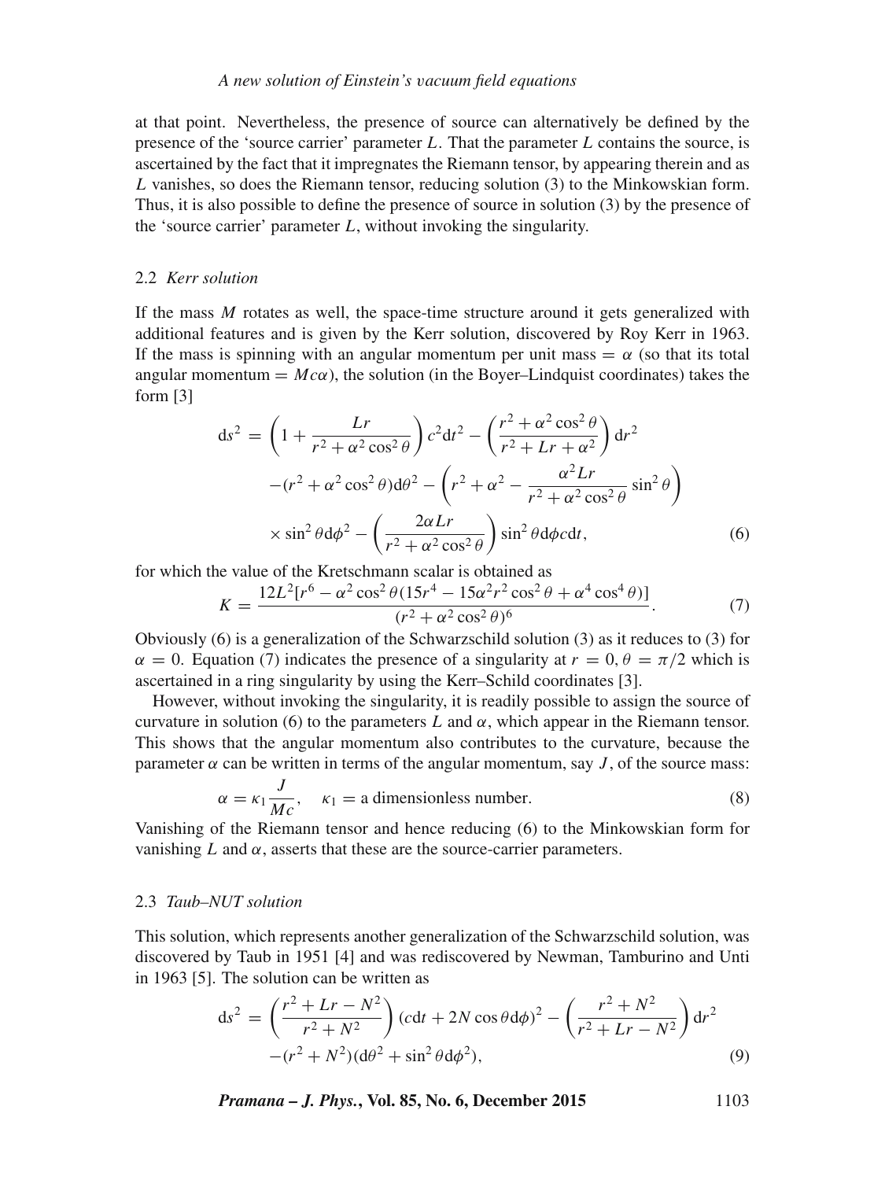at that point. Nevertheless, the presence of source can alternatively be defined by the presence of the 'source carrier' parameter $L$. That the parameter $L$ contains the source, is ascertained by the fact that it impregnates the Riemann tensor, by appearing therein and as $L$ vanishes, so does the Riemann tensor, reducing solution (3) to the Minkowskian form. Thus, it is also possible to define the presence of source in solution (3) by the presence of the 'source carrier' parameter $L$, without invoking the singularity.

### 2.2 *Kerr solution*

If the mass $M$ rotates as well, the space-time structure around it gets generalized with additional features and is given by the Kerr solution, discovered by Roy Kerr in 1963. If the mass is spinning with an angular momentum per unit mass $= \alpha$ (so that its total angular momentum $= Mc\alpha$), the solution (in the Boyer–Lindquist coordinates) takes the form [3]

$$
\begin{aligned}
\mathrm{d}s^2 = & \left(1 + \frac{Lr}{r^2 + \alpha^2 \cos^2\theta}\right) c^2 \mathrm{d}t^2 - \left(\frac{r^2 + \alpha^2\cos^2\theta}{r^2 + Lr + \alpha^2}\right) \mathrm{d}r^2 \\
& -(r^2 + \alpha^2\cos^2\theta)\mathrm{d}\theta^2 - \left(r^2 + \alpha^2 - \frac{\alpha^2 Lr}{r^2 + \alpha^2\cos^2\theta}\sin^2\theta\right) \\
& \times \sin^2\theta \mathrm{d}\phi^2 - \left(\frac{2\alpha Lr}{r^2 + \alpha^2\cos^2\theta}\right)\sin^2\theta \mathrm{d}\phi c \mathrm{d}t,
\end{aligned} \tag{6}
$$

for which the value of the Kretschmann scalar is obtained as

$$
K = \frac{12L^2[r^6 - \alpha^2\cos^2\theta(15r^4 - 15\alpha^2 r^2\cos^2\theta + \alpha^4\cos^4\theta)]}{(r^2 + \alpha^2\cos^2\theta)^6}. \tag{7}
$$

Obviously (6) is a generalization of the Schwarzschild solution (3) as it reduces to (3) for $\alpha = 0$. Equation (7) indicates the presence of a singularity at $r = 0, \theta = \pi/2$ which is ascertained in a ring singularity by using the Kerr–Schild coordinates [3].

However, without invoking the singularity, it is readily possible to assign the source of curvature in solution (6) to the parameters $L$ and $\alpha$, which appear in the Riemann tensor. This shows that the angular momentum also contributes to the curvature, because the parameter $\alpha$ can be written in terms of the angular momentum, say $J$, of the source mass:

$$
\alpha = \kappa_1 \frac{J}{Mc}, \quad \kappa_1 = \text{a dimensionless number.} \tag{8}
$$

Vanishing of the Riemann tensor and hence reducing (6) to the Minkowskian form for vanishing $L$ and $\alpha$, asserts that these are the source-carrier parameters.

### 2.3 *Taub–NUT solution*

This solution, which represents another generalization of the Schwarzschild solution, was discovered by Taub in 1951 [4] and was rediscovered by Newman, Tamburino and Unti in 1963 [5]. The solution can be written as

$$
\begin{aligned}
\mathrm{d}s^2 = & \left(\frac{r^2 + Lr - N^2}{r^2 + N^2}\right)(c\mathrm{d}t + 2N\cos\theta \mathrm{d}\phi)^2 - \left(\frac{r^2 + N^2}{r^2 + Lr - N^2}\right)\mathrm{d}r^2 \\
& -(r^2 + N^2)(\mathrm{d}\theta^2 + \sin^2\theta \mathrm{d}\phi^2),
\end{aligned} \tag{9}
$$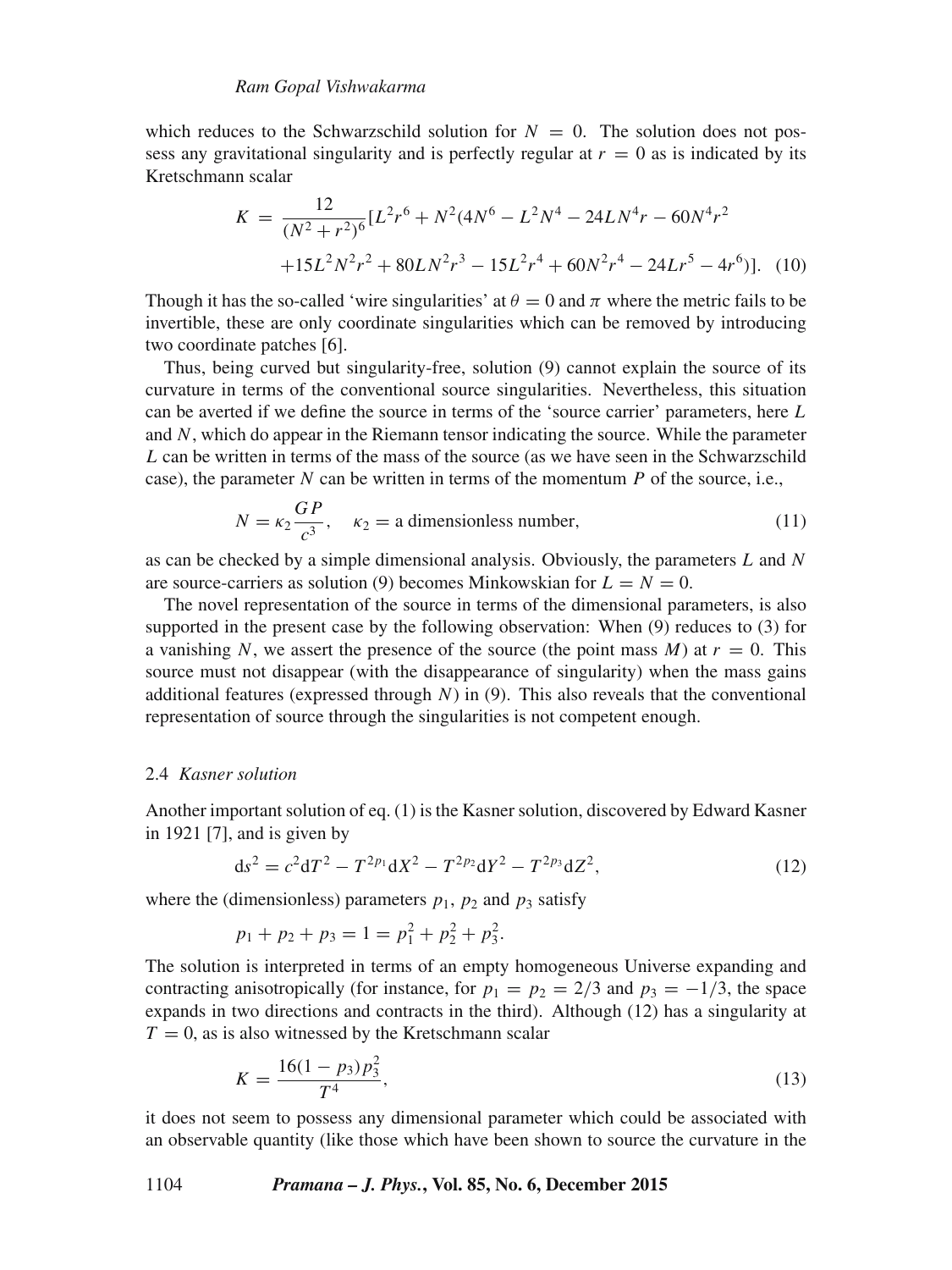which reduces to the Schwarzschild solution for $N = 0$. The solution does not possess any gravitational singularity and is perfectly regular at $r = 0$ as is indicated by its Kretschmann scalar

$$K = \frac{12}{(N^2 + r^2)^6}[L^2 r^6 + N^2(4N^6 - L^2N^4 - 24LN^4 r - 60N^4 r^2 + 15L^2N^2r^2 + 80LN^2r^3 - 15L^2r^4 + 60N^2r^4 - 24Lr^5 - 4r^6)]. \quad (10)$$

Though it has the so-called 'wire singularities' at $\theta = 0$ and $\pi$ where the metric fails to be invertible, these are only coordinate singularities which can be removed by introducing two coordinate patches [6].

Thus, being curved but singularity-free, solution (9) cannot explain the source of its curvature in terms of the conventional source singularities. Nevertheless, this situation can be averted if we define the source in terms of the 'source carrier' parameters, here $L$ and $N$, which do appear in the Riemann tensor indicating the source. While the parameter $L$ can be written in terms of the mass of the source (as we have seen in the Schwarzschild case), the parameter $N$ can be written in terms of the momentum $P$ of the source, i.e.,

$$N = \kappa_2 \frac{GP}{c^3}, \quad \kappa_2 = \text{a dimensionless number}, \quad (11)$$

as can be checked by a simple dimensional analysis. Obviously, the parameters $L$ and $N$ are source-carriers as solution (9) becomes Minkowskian for $L = N = 0$.

The novel representation of the source in terms of the dimensional parameters, is also supported in the present case by the following observation: When (9) reduces to (3) for a vanishing $N$, we assert the presence of the source (the point mass $M$) at $r = 0$. This source must not disappear (with the disappearance of singularity) when the mass gains additional features (expressed through $N$) in (9). This also reveals that the conventional representation of source through the singularities is not competent enough.

### 2.4 *Kasner solution*

Another important solution of eq. (1) is the Kasner solution, discovered by Edward Kasner in 1921 [7], and is given by

$$\mathrm{d}s^2 = c^2\mathrm{d}T^2 - T^{2p_1}\mathrm{d}X^2 - T^{2p_2}\mathrm{d}Y^2 - T^{2p_3}\mathrm{d}Z^2, \quad (12)$$

where the (dimensionless) parameters $p_1$, $p_2$ and $p_3$ satisfy

$$p_1 + p_2 + p_3 = 1 = p_1^2 + p_2^2 + p_3^2.$$

The solution is interpreted in terms of an empty homogeneous Universe expanding and contracting anisotropically (for instance, for $p_1 = p_2 = 2/3$ and $p_3 = -1/3$, the space expands in two directions and contracts in the third). Although (12) has a singularity at $T = 0$, as is also witnessed by the Kretschmann scalar

$$K = \frac{16(1 - p_3)p_3^2}{T^4}, \quad (13)$$

it does not seem to possess any dimensional parameter which could be associated with an observable quantity (like those which have been shown to source the curvature in the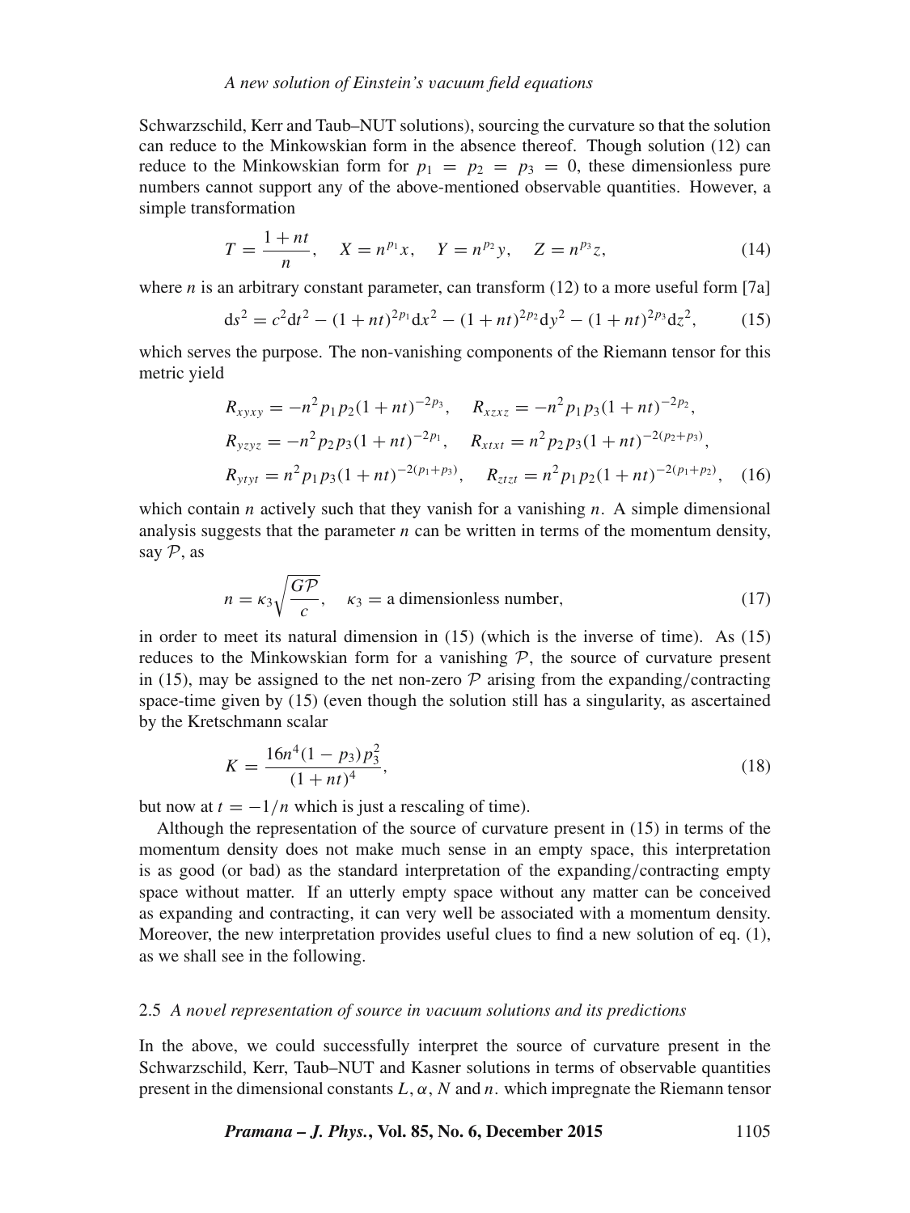Schwarzschild, Kerr and Taub–NUT solutions), sourcing the curvature so that the solution can reduce to the Minkowskian form in the absence thereof. Though solution (12) can reduce to the Minkowskian form for $p_1 = p_2 = p_3 = 0$, these dimensionless pure numbers cannot support any of the above-mentioned observable quantities. However, a simple transformation

$$T = \frac{1+nt}{n}, \quad X = n^{p_1}x, \quad Y = n^{p_2}y, \quad Z = n^{p_3}z, \tag{14}$$

where $n$ is an arbitrary constant parameter, can transform (12) to a more useful form [7a]

$$\mathrm{d}s^2 = c^2\mathrm{d}t^2 - (1+nt)^{2p_1}\mathrm{d}x^2 - (1+nt)^{2p_2}\mathrm{d}y^2 - (1+nt)^{2p_3}\mathrm{d}z^2, \tag{15}$$

which serves the purpose. The non-vanishing components of the Riemann tensor for this metric yield

$$\begin{aligned}
&R_{xyxy} = -n^2 p_1 p_2 (1+nt)^{-2p_3}, \quad R_{xzxz} = -n^2 p_1 p_3 (1+nt)^{-2p_2}, \\
&R_{yzyz} = -n^2 p_2 p_3 (1+nt)^{-2p_1}, \quad R_{xtxt} = n^2 p_2 p_3 (1+nt)^{-2(p_2+p_3)}, \\
&R_{ytyt} = n^2 p_1 p_3 (1+nt)^{-2(p_1+p_3)}, \quad R_{ztzt} = n^2 p_1 p_2 (1+nt)^{-2(p_1+p_2)},
\end{aligned} \tag{16}$$

which contain $n$ actively such that they vanish for a vanishing $n$. A simple dimensional analysis suggests that the parameter $n$ can be written in terms of the momentum density, say $\mathcal{P}$, as

$$n = \kappa_3\sqrt{\frac{G\mathcal{P}}{c}}, \quad \kappa_3 = \text{a dimensionless number}, \tag{17}$$

in order to meet its natural dimension in (15) (which is the inverse of time). As (15) reduces to the Minkowskian form for a vanishing $\mathcal{P}$, the source of curvature present in (15), may be assigned to the net non-zero $\mathcal{P}$ arising from the expanding/contracting space-time given by (15) (even though the solution still has a singularity, as ascertained by the Kretschmann scalar

$$K = \frac{16n^4(1-p_3)p_3^2}{(1+nt)^4}, \tag{18}$$

but now at $t = -1/n$ which is just a rescaling of time).

Although the representation of the source of curvature present in (15) in terms of the momentum density does not make much sense in an empty space, this interpretation is as good (or bad) as the standard interpretation of the expanding/contracting empty space without matter. If an utterly empty space without any matter can be conceived as expanding and contracting, it can very well be associated with a momentum density. Moreover, the new interpretation provides useful clues to find a new solution of eq. (1), as we shall see in the following.

### 2.5 *A novel representation of source in vacuum solutions and its predictions*

In the above, we could successfully interpret the source of curvature present in the Schwarzschild, Kerr, Taub–NUT and Kasner solutions in terms of observable quantities present in the dimensional constants $L, \alpha, N$ and $n$. which impregnate the Riemann tensor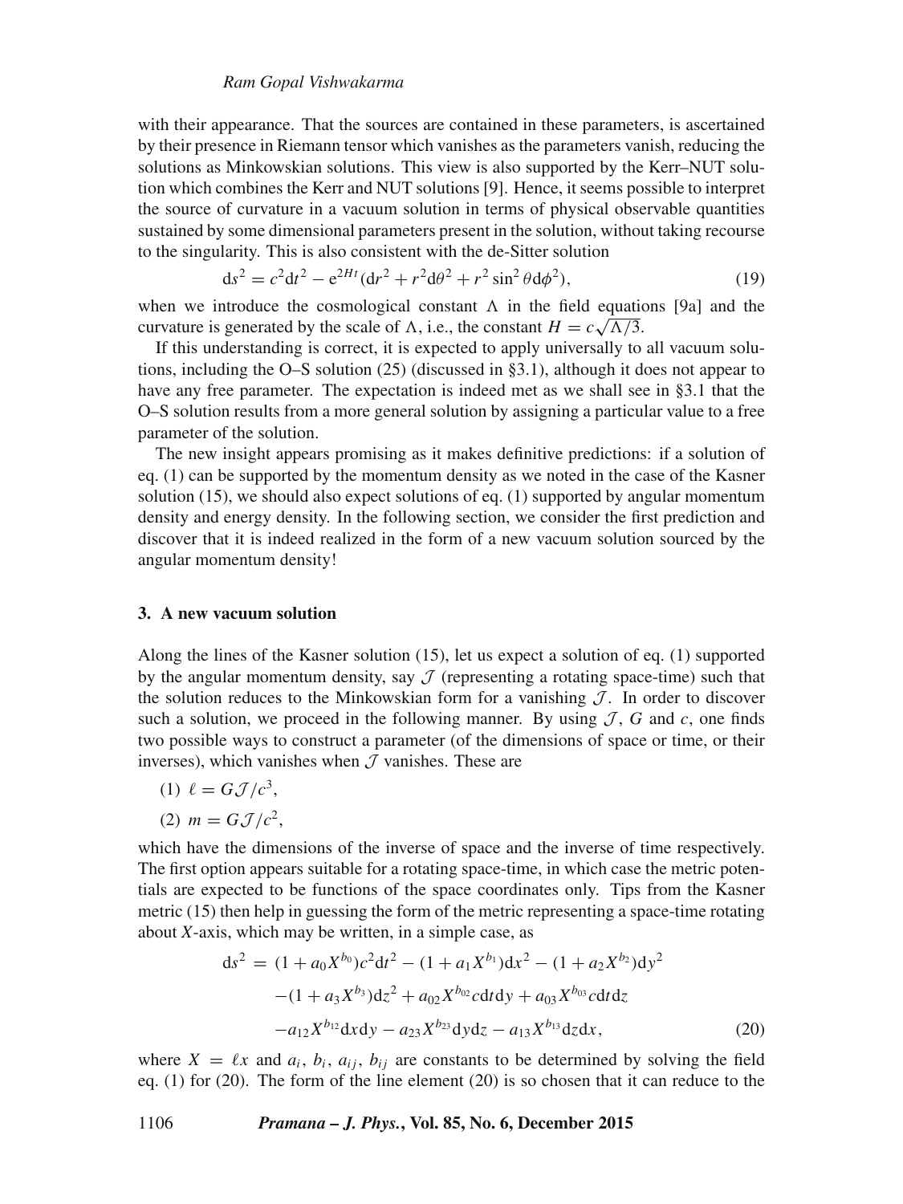with their appearance. That the sources are contained in these parameters, is ascertained by their presence in Riemann tensor which vanishes as the parameters vanish, reducing the solutions as Minkowskian solutions. This view is also supported by the Kerr–NUT solution which combines the Kerr and NUT solutions [9]. Hence, it seems possible to interpret the source of curvature in a vacuum solution in terms of physical observable quantities sustained by some dimensional parameters present in the solution, without taking recourse to the singularity. This is also consistent with the de-Sitter solution

$$\mathrm{d}s^2 = c^2\mathrm{d}t^2 - \mathrm{e}^{2Ht}(\mathrm{d}r^2 + r^2\mathrm{d}\theta^2 + r^2\sin^2\theta\mathrm{d}\phi^2), \tag{19}$$

when we introduce the cosmological constant $\Lambda$ in the field equations [9a] and the curvature is generated by the scale of $\Lambda$, i.e., the constant $H = c\sqrt{\Lambda/3}$.

If this understanding is correct, it is expected to apply universally to all vacuum solutions, including the O–S solution (25) (discussed in §3.1), although it does not appear to have any free parameter. The expectation is indeed met as we shall see in §3.1 that the O–S solution results from a more general solution by assigning a particular value to a free parameter of the solution.

The new insight appears promising as it makes definitive predictions: if a solution of eq. (1) can be supported by the momentum density as we noted in the case of the Kasner solution (15), we should also expect solutions of eq. (1) supported by angular momentum density and energy density. In the following section, we consider the first prediction and discover that it is indeed realized in the form of a new vacuum solution sourced by the angular momentum density!

## 3. A new vacuum solution

Along the lines of the Kasner solution (15), let us expect a solution of eq. (1) supported by the angular momentum density, say $\mathcal{J}$ (representing a rotating space-time) such that the solution reduces to the Minkowskian form for a vanishing $\mathcal{J}$. In order to discover such a solution, we proceed in the following manner. By using $\mathcal{J}$, $G$ and $c$, one finds two possible ways to construct a parameter (of the dimensions of space or time, or their inverses), which vanishes when $\mathcal{J}$ vanishes. These are

(1) $\ell = G\mathcal{J}/c^3$,

(2) $m = G\mathcal{J}/c^2$,

which have the dimensions of the inverse of space and the inverse of time respectively. The first option appears suitable for a rotating space-time, in which case the metric potentials are expected to be functions of the space coordinates only. Tips from the Kasner metric (15) then help in guessing the form of the metric representing a space-time rotating about $X$-axis, which may be written, in a simple case, as

$$\begin{aligned}\mathrm{d}s^2 =\ & (1 + a_0X^{b_0})c^2\mathrm{d}t^2 - (1 + a_1X^{b_1})\mathrm{d}x^2 - (1 + a_2X^{b_2})\mathrm{d}y^2 \\ & -(1 + a_3X^{b_3})\mathrm{d}z^2 + a_{02}X^{b_{02}}c\mathrm{d}t\mathrm{d}y + a_{03}X^{b_{03}}c\mathrm{d}t\mathrm{d}z \\ & -a_{12}X^{b_{12}}\mathrm{d}x\mathrm{d}y - a_{23}X^{b_{23}}\mathrm{d}y\mathrm{d}z - a_{13}X^{b_{13}}\mathrm{d}z\mathrm{d}x,\end{aligned} \tag{20}$$

where $X = \ell x$ and $a_i$, $b_i$, $a_{ij}$, $b_{ij}$ are constants to be determined by solving the field eq. (1) for (20). The form of the line element (20) is so chosen that it can reduce to the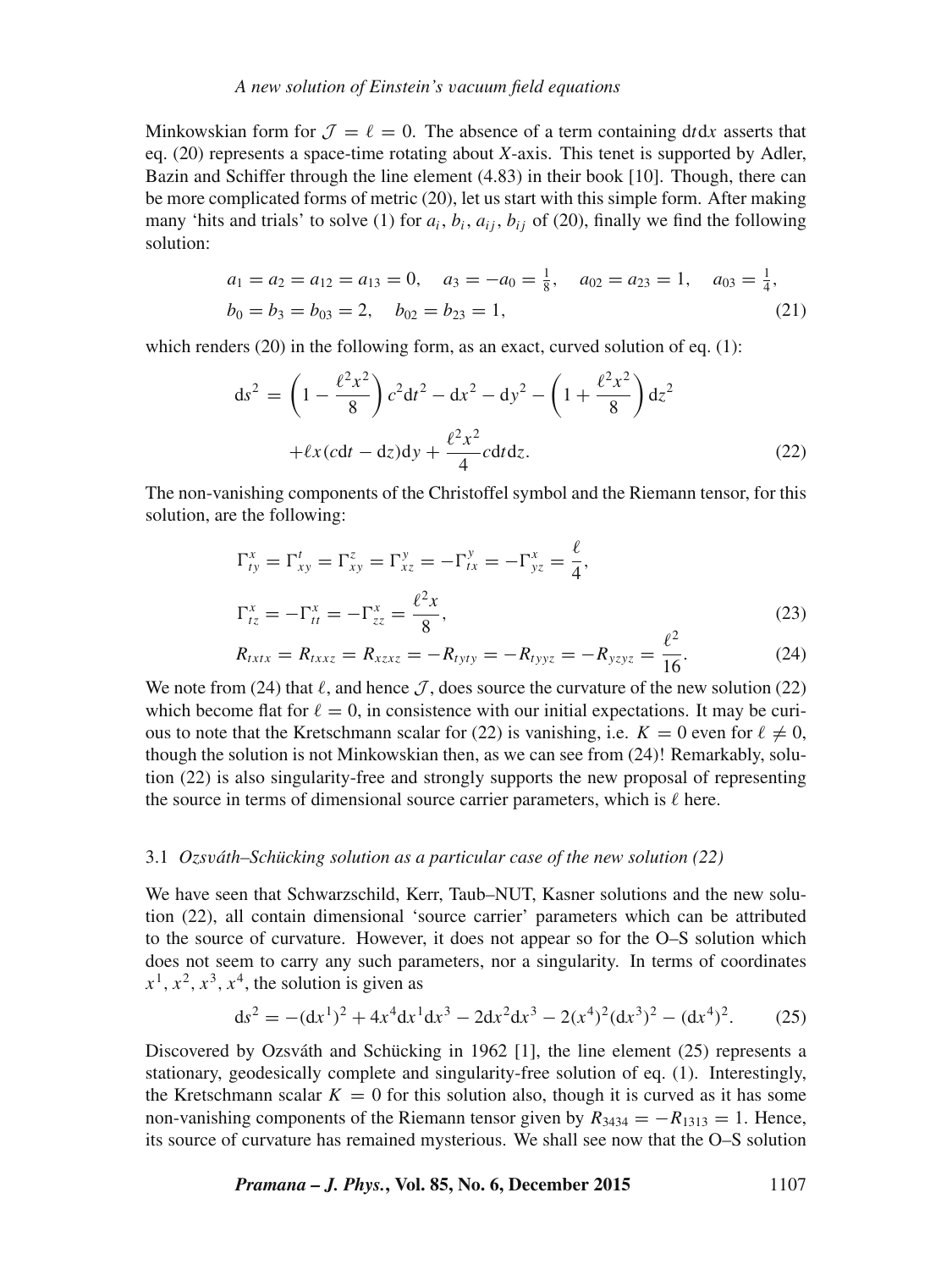Minkowskian form for $\mathcal{J} = \ell = 0$. The absence of a term containing $\mathrm{d}t\mathrm{d}x$ asserts that eq. (20) represents a space-time rotating about $X$-axis. This tenet is supported by Adler, Bazin and Schiffer through the line element (4.83) in their book [10]. Though, there can be more complicated forms of metric (20), let us start with this simple form. After making many 'hits and trials' to solve (1) for $a_i$, $b_i$, $a_{ij}$, $b_{ij}$ of (20), finally we find the following solution:

$$
\begin{aligned}
&a_1 = a_2 = a_{12} = a_{13} = 0, \quad a_3 = -a_0 = \tfrac{1}{8}, \quad a_{02} = a_{23} = 1, \quad a_{03} = \tfrac{1}{4}, \\
&b_0 = b_3 = b_{03} = 2, \quad b_{02} = b_{23} = 1,
\end{aligned} \tag{21}
$$

which renders (20) in the following form, as an exact, curved solution of eq. (1):

$$
\begin{aligned}
\mathrm{d}s^2 = &\left(1 - \frac{\ell^2 x^2}{8}\right) c^2\mathrm{d}t^2 - \mathrm{d}x^2 - \mathrm{d}y^2 - \left(1 + \frac{\ell^2 x^2}{8}\right) \mathrm{d}z^2 \\
&+ \ell x(c\mathrm{d}t - \mathrm{d}z)\mathrm{d}y + \frac{\ell^2 x^2}{4} c\mathrm{d}t\mathrm{d}z.
\end{aligned} \tag{22}
$$

The non-vanishing components of the Christoffel symbol and the Riemann tensor, for this solution, are the following:

$$
\begin{aligned}
&\Gamma^x_{ty} = \Gamma^t_{xy} = \Gamma^z_{xy} = \Gamma^y_{xz} = -\Gamma^y_{tx} = -\Gamma^x_{yz} = \frac{\ell}{4}, \\
&\Gamma^x_{tz} = -\Gamma^x_{tt} = -\Gamma^x_{zz} = \frac{\ell^2 x}{8},
\end{aligned} \tag{23}
$$

$$
R_{txtx} = R_{txxz} = R_{xzxz} = -R_{tyty} = -R_{tyyz} = -R_{yzyz} = \frac{\ell^2}{16}. \tag{24}
$$

We note from (24) that $\ell$, and hence $\mathcal{J}$, does source the curvature of the new solution (22) which become flat for $\ell = 0$, in consistence with our initial expectations. It may be curious to note that the Kretschmann scalar for (22) is vanishing, i.e. $K = 0$ even for $\ell \neq 0$, though the solution is not Minkowskian then, as we can see from (24)! Remarkably, solution (22) is also singularity-free and strongly supports the new proposal of representing the source in terms of dimensional source carrier parameters, which is $\ell$ here.

### 3.1 *Ozsváth–Schücking solution as a particular case of the new solution (22)*

We have seen that Schwarzschild, Kerr, Taub–NUT, Kasner solutions and the new solution (22), all contain dimensional 'source carrier' parameters which can be attributed to the source of curvature. However, it does not appear so for the O–S solution which does not seem to carry any such parameters, nor a singularity. In terms of coordinates $x^1, x^2, x^3, x^4$, the solution is given as

$$
\mathrm{d}s^2 = -(\mathrm{d}x^1)^2 + 4x^4\mathrm{d}x^1\mathrm{d}x^3 - 2\mathrm{d}x^2\mathrm{d}x^3 - 2(x^4)^2(\mathrm{d}x^3)^2 - (\mathrm{d}x^4)^2. \tag{25}
$$

Discovered by Ozsváth and Schücking in 1962 [1], the line element (25) represents a stationary, geodesically complete and singularity-free solution of eq. (1). Interestingly, the Kretschmann scalar $K = 0$ for this solution also, though it is curved as it has some non-vanishing components of the Riemann tensor given by $R_{3434} = -R_{1313} = 1$. Hence, its source of curvature has remained mysterious. We shall see now that the O–S solution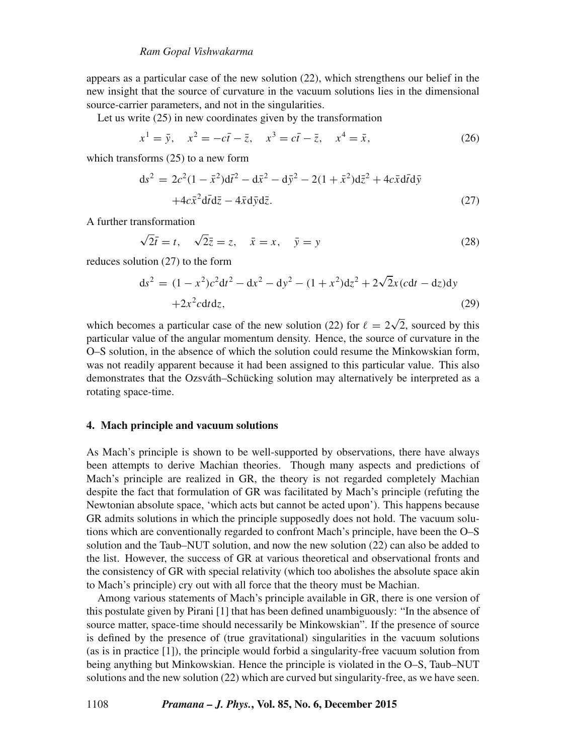appears as a particular case of the new solution (22), which strengthens our belief in the new insight that the source of curvature in the vacuum solutions lies in the dimensional source-carrier parameters, and not in the singularities.

Let us write (25) in new coordinates given by the transformation

$$x^1 = \bar{y}, \quad x^2 = -c\bar{t} - \bar{z}, \quad x^3 = c\bar{t} - \bar{z}, \quad x^4 = \bar{x}, \tag{26}$$

which transforms (25) to a new form

$$\begin{aligned} \mathrm{d}s^2 = \; & 2c^2(1-\bar{x}^2)\mathrm{d}\bar{t}^2 - \mathrm{d}\bar{x}^2 - \mathrm{d}\bar{y}^2 - 2(1+\bar{x}^2)\mathrm{d}\bar{z}^2 + 4c\bar{x}\mathrm{d}\bar{t}\mathrm{d}\bar{y} \\ & +4c\bar{x}^2\mathrm{d}\bar{t}\mathrm{d}\bar{z} - 4\bar{x}\mathrm{d}\bar{y}\mathrm{d}\bar{z}. \end{aligned} \tag{27}$$

A further transformation

$$\sqrt{2}\bar{t} = t, \quad \sqrt{2}\bar{z} = z, \quad \bar{x} = x, \quad \bar{y} = y \tag{28}$$

reduces solution (27) to the form

$$\begin{aligned} \mathrm{d}s^2 = \; & (1-x^2)c^2\mathrm{d}t^2 - \mathrm{d}x^2 - \mathrm{d}y^2 - (1+x^2)\mathrm{d}z^2 + 2\sqrt{2}x(c\mathrm{d}t - \mathrm{d}z)\mathrm{d}y \\ & +2x^2c\mathrm{d}t\mathrm{d}z, \end{aligned} \tag{29}$$

which becomes a particular case of the new solution (22) for $\ell = 2\sqrt{2}$, sourced by this particular value of the angular momentum density. Hence, the source of curvature in the O–S solution, in the absence of which the solution could resume the Minkowskian form, was not readily apparent because it had been assigned to this particular value. This also demonstrates that the Ozsváth–Schücking solution may alternatively be interpreted as a rotating space-time.

## 4. Mach principle and vacuum solutions

As Mach's principle is shown to be well-supported by observations, there have always been attempts to derive Machian theories. Though many aspects and predictions of Mach's principle are realized in GR, the theory is not regarded completely Machian despite the fact that formulation of GR was facilitated by Mach's principle (refuting the Newtonian absolute space, 'which acts but cannot be acted upon'). This happens because GR admits solutions in which the principle supposedly does not hold. The vacuum solutions which are conventionally regarded to confront Mach's principle, have been the O–S solution and the Taub–NUT solution, and now the new solution (22) can also be added to the list. However, the success of GR at various theoretical and observational fronts and the consistency of GR with special relativity (which too abolishes the absolute space akin to Mach's principle) cry out with all force that the theory must be Machian.

Among various statements of Mach's principle available in GR, there is one version of this postulate given by Pirani [1] that has been defined unambiguously: "In the absence of source matter, space-time should necessarily be Minkowskian". If the presence of source is defined by the presence of (true gravitational) singularities in the vacuum solutions (as is in practice [1]), the principle would forbid a singularity-free vacuum solution from being anything but Minkowskian. Hence the principle is violated in the O–S, Taub–NUT solutions and the new solution (22) which are curved but singularity-free, as we have seen.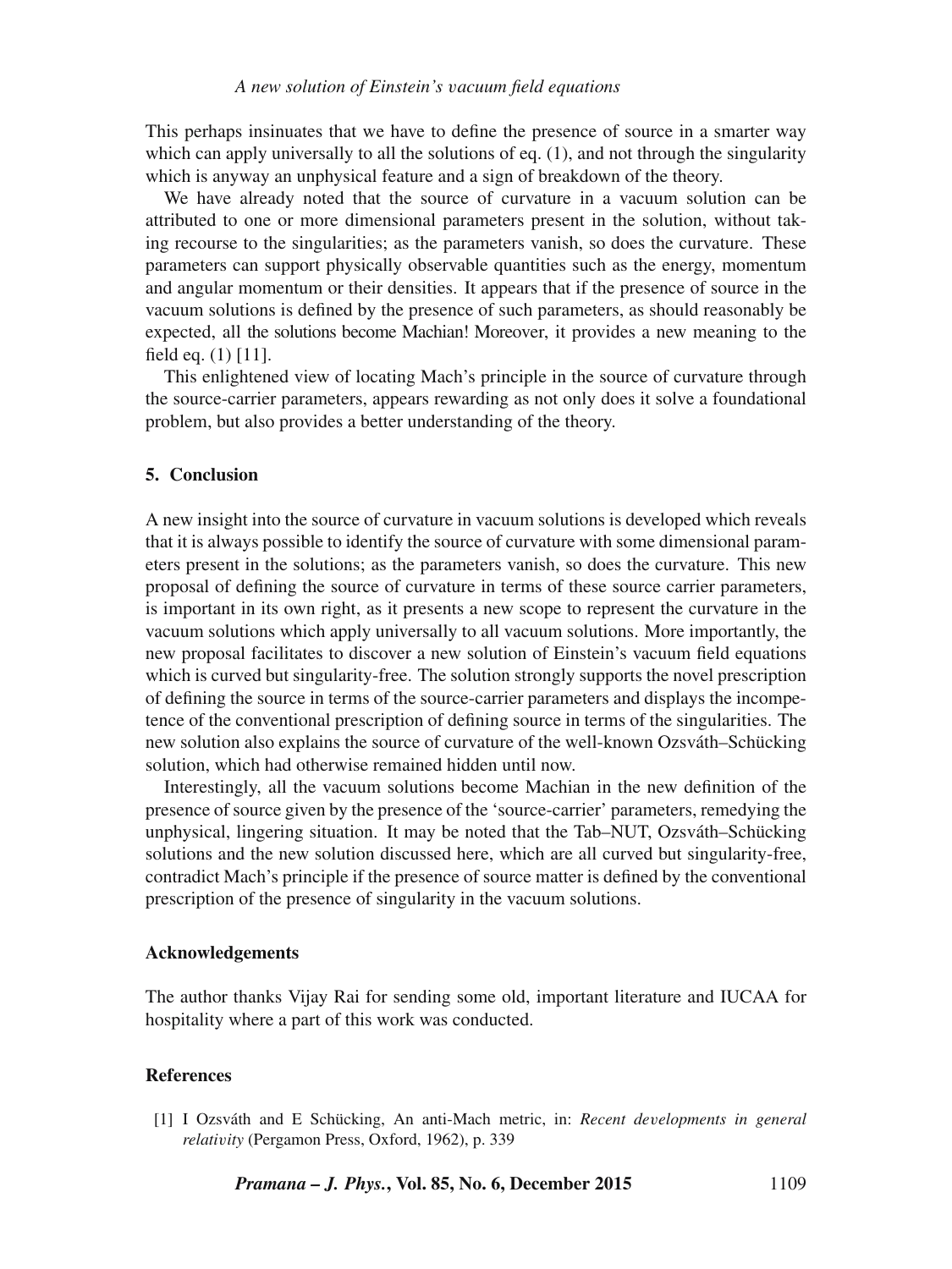This perhaps insinuates that we have to define the presence of source in a smarter way which can apply universally to all the solutions of eq. (1), and not through the singularity which is anyway an unphysical feature and a sign of breakdown of the theory.

We have already noted that the source of curvature in a vacuum solution can be attributed to one or more dimensional parameters present in the solution, without taking recourse to the singularities; as the parameters vanish, so does the curvature. These parameters can support physically observable quantities such as the energy, momentum and angular momentum or their densities. It appears that if the presence of source in the vacuum solutions is defined by the presence of such parameters, as should reasonably be expected, all the solutions become Machian! Moreover, it provides a new meaning to the field eq. (1) [11].

This enlightened view of locating Mach's principle in the source of curvature through the source-carrier parameters, appears rewarding as not only does it solve a foundational problem, but also provides a better understanding of the theory.

## 5. Conclusion

A new insight into the source of curvature in vacuum solutions is developed which reveals that it is always possible to identify the source of curvature with some dimensional parameters present in the solutions; as the parameters vanish, so does the curvature. This new proposal of defining the source of curvature in terms of these source carrier parameters, is important in its own right, as it presents a new scope to represent the curvature in the vacuum solutions which apply universally to all vacuum solutions. More importantly, the new proposal facilitates to discover a new solution of Einstein's vacuum field equations which is curved but singularity-free. The solution strongly supports the novel prescription of defining the source in terms of the source-carrier parameters and displays the incompetence of the conventional prescription of defining source in terms of the singularities. The new solution also explains the source of curvature of the well-known Ozsváth–Schücking solution, which had otherwise remained hidden until now.

Interestingly, all the vacuum solutions become Machian in the new definition of the presence of source given by the presence of the 'source-carrier' parameters, remedying the unphysical, lingering situation. It may be noted that the Tab–NUT, Ozsváth–Schücking solutions and the new solution discussed here, which are all curved but singularity-free, contradict Mach's principle if the presence of source matter is defined by the conventional prescription of the presence of singularity in the vacuum solutions.

## Acknowledgements

The author thanks Vijay Rai for sending some old, important literature and IUCAA for hospitality where a part of this work was conducted.

## References

[1] I Ozsváth and E Schücking, An anti-Mach metric, in: *Recent developments in general relativity* (Pergamon Press, Oxford, 1962), p. 339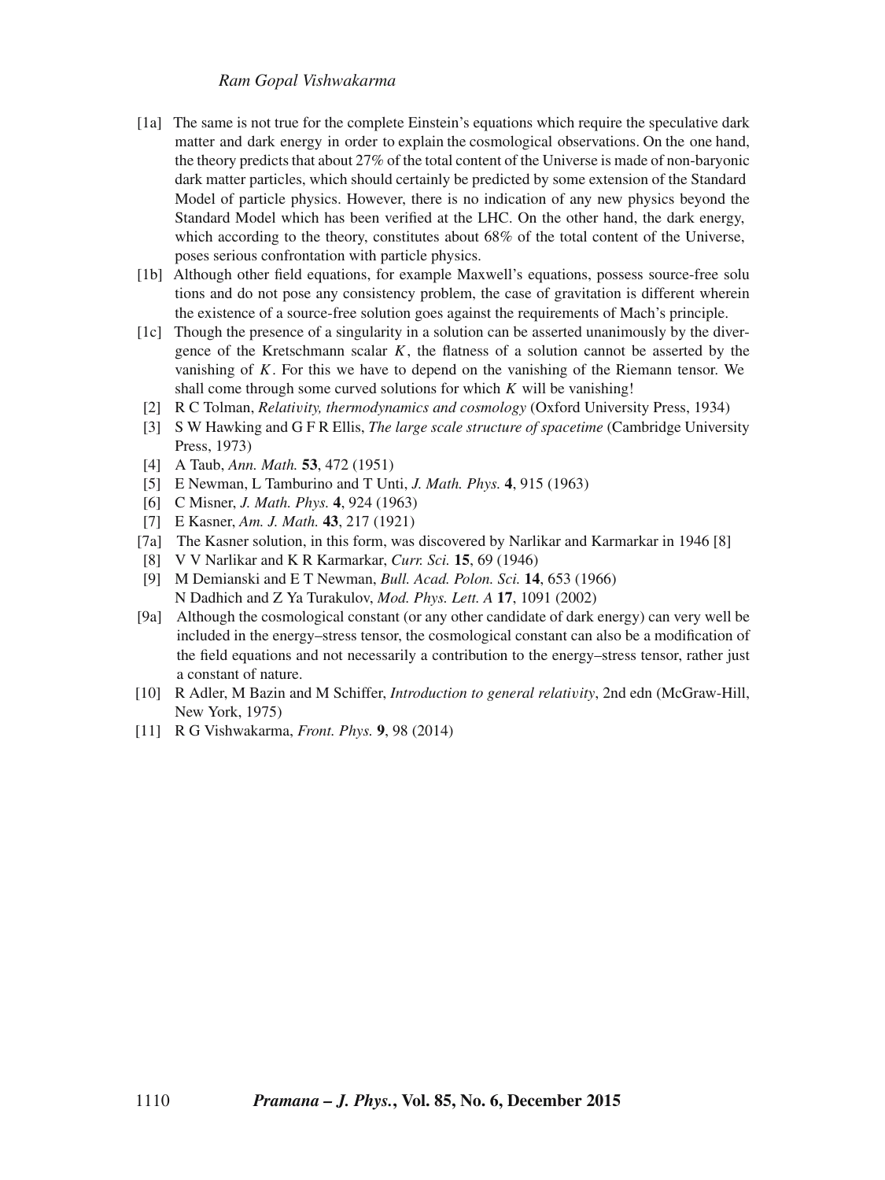[1a] The same is not true for the complete Einstein's equations which require the speculative dark matter and dark energy in order to explain the cosmological observations. On the one hand, the theory predicts that about 27% of the total content of the Universe is made of non-baryonic dark matter particles, which should certainly be predicted by some extension of the Standard Model of particle physics. However, there is no indication of any new physics beyond the Standard Model which has been verified at the LHC. On the other hand, the dark energy, which according to the theory, constitutes about 68% of the total content of the Universe, poses serious confrontation with particle physics.

[1b] Although other field equations, for example Maxwell's equations, possess source-free solutions and do not pose any consistency problem, the case of gravitation is different wherein the existence of a source-free solution goes against the requirements of Mach's principle.

[1c] Though the presence of a singularity in a solution can be asserted unanimously by the divergence of the Kretschmann scalar $K$, the flatness of a solution cannot be asserted by the vanishing of $K$. For this we have to depend on the vanishing of the Riemann tensor. We shall come through some curved solutions for which $K$ will be vanishing!

[2] R C Tolman, *Relativity, thermodynamics and cosmology* (Oxford University Press, 1934)

[3] S W Hawking and G F R Ellis, *The large scale structure of spacetime* (Cambridge University Press, 1973)

[4] A Taub, *Ann. Math.* **53**, 472 (1951)

[5] E Newman, L Tamburino and T Unti, *J. Math. Phys.* **4**, 915 (1963)

[6] C Misner, *J. Math. Phys.* **4**, 924 (1963)

[7] E Kasner, *Am. J. Math.* **43**, 217 (1921)

[7a] The Kasner solution, in this form, was discovered by Narlikar and Karmarkar in 1946 [8]

[8] V V Narlikar and K R Karmarkar, *Curr. Sci.* **15**, 69 (1946)

[9] M Demianski and E T Newman, *Bull. Acad. Polon. Sci.* **14**, 653 (1966)
N Dadhich and Z Ya Turakulov, *Mod. Phys. Lett. A* **17**, 1091 (2002)

[9a] Although the cosmological constant (or any other candidate of dark energy) can very well be included in the energy–stress tensor, the cosmological constant can also be a modification of the field equations and not necessarily a contribution to the energy–stress tensor, rather just a constant of nature.

[10] R Adler, M Bazin and M Schiffer, *Introduction to general relativity*, 2nd edn (McGraw-Hill, New York, 1975)

[11] R G Vishwakarma, *Front. Phys.* **9**, 98 (2014)